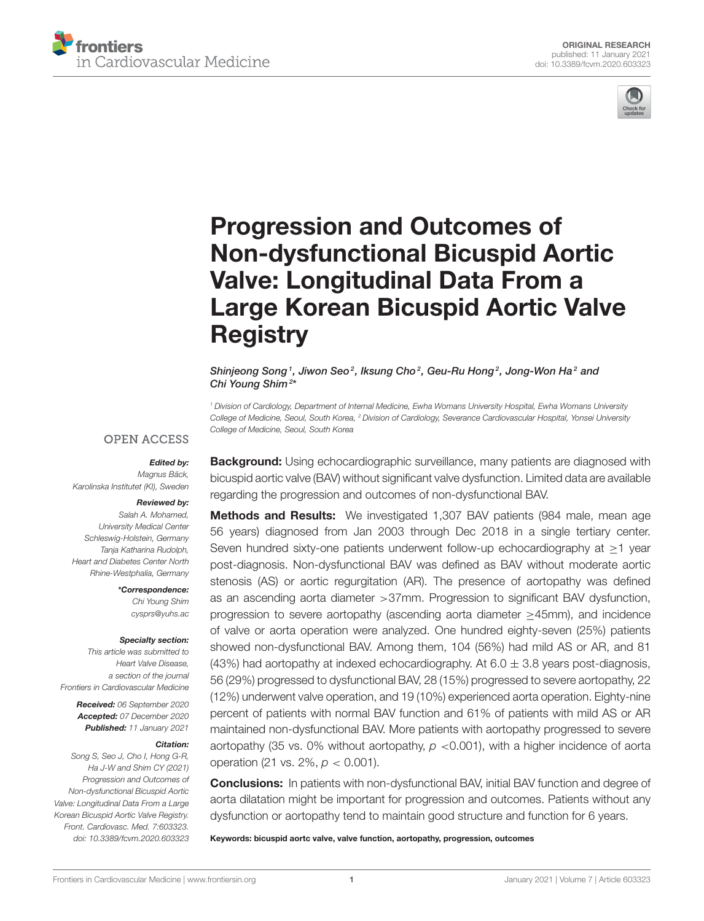ORIGINAL RESEARCH
published: 11 January 2021
doi: 10.3389/fcvm.2020.603323

# Progression and Outcomes of Non-dysfunctional Bicuspid Aortic Valve: Longitudinal Data From a Large Korean Bicuspid Aortic Valve Registry

*Shinjeong Song[1], Jiwon Seo[2], Iksung Cho[2], Geu-Ru Hong[2], Jong-Won Ha[2] and Chi Young Shim[2]\**

[1] *Division of Cardiology, Department of Internal Medicine, Ewha Womans University Hospital, Ewha Womans University College of Medicine, Seoul, South Korea,* [2] *Division of Cardiology, Severance Cardiovascular Hospital, Yonsei University College of Medicine, Seoul, South Korea*

OPEN ACCESS

***Edited by:***
*Magnus Bäck,*
*Karolinska Institutet (KI), Sweden*

***Reviewed by:***
*Salah A. Mohamed,*
*University Medical Center Schleswig-Holstein, Germany*
*Tanja Katharina Rudolph,*
*Heart and Diabetes Center North Rhine-Westphalia, Germany*

***\*Correspondence:***
*Chi Young Shim*
*cysprs@yuhs.ac*

***Specialty section:***
*This article was submitted to Heart Valve Disease, a section of the journal Frontiers in Cardiovascular Medicine*

***Received:*** *06 September 2020*
***Accepted:*** *07 December 2020*
***Published:*** *11 January 2021*

***Citation:***
*Song S, Seo J, Cho I, Hong G-R, Ha J-W and Shim CY (2021) Progression and Outcomes of Non-dysfunctional Bicuspid Aortic Valve: Longitudinal Data From a Large Korean Bicuspid Aortic Valve Registry. Front. Cardiovasc. Med. 7:603323. doi: 10.3389/fcvm.2020.603323*

**Background:** Using echocardiographic surveillance, many patients are diagnosed with bicuspid aortic valve (BAV) without significant valve dysfunction. Limited data are available regarding the progression and outcomes of non-dysfunctional BAV.

**Methods and Results:** We investigated 1,307 BAV patients (984 male, mean age 56 years) diagnosed from Jan 2003 through Dec 2018 in a single tertiary center. Seven hundred sixty-one patients underwent follow-up echocardiography at ≥1 year post-diagnosis. Non-dysfunctional BAV was defined as BAV without moderate aortic stenosis (AS) or aortic regurgitation (AR). The presence of aortopathy was defined as an ascending aorta diameter >37mm. Progression to significant BAV dysfunction, progression to severe aortopathy (ascending aorta diameter ≥45mm), and incidence of valve or aorta operation were analyzed. One hundred eighty-seven (25%) patients showed non-dysfunctional BAV. Among them, 104 (56%) had mild AS or AR, and 81 (43%) had aortopathy at indexed echocardiography. At 6.0 ± 3.8 years post-diagnosis, 56 (29%) progressed to dysfunctional BAV, 28 (15%) progressed to severe aortopathy, 22 (12%) underwent valve operation, and 19 (10%) experienced aorta operation. Eighty-nine percent of patients with normal BAV function and 61% of patients with mild AS or AR maintained non-dysfunctional BAV. More patients with aortopathy progressed to severe aortopathy (35 vs. 0% without aortopathy, $p$ <0.001), with a higher incidence of aorta operation (21 vs. 2%, $p$ < 0.001).

**Conclusions:** In patients with non-dysfunctional BAV, initial BAV function and degree of aorta dilatation might be important for progression and outcomes. Patients without any dysfunction or aortopathy tend to maintain good structure and function for 6 years.

**Keywords: bicuspid aortc valve, valve function, aortopathy, progression, outcomes**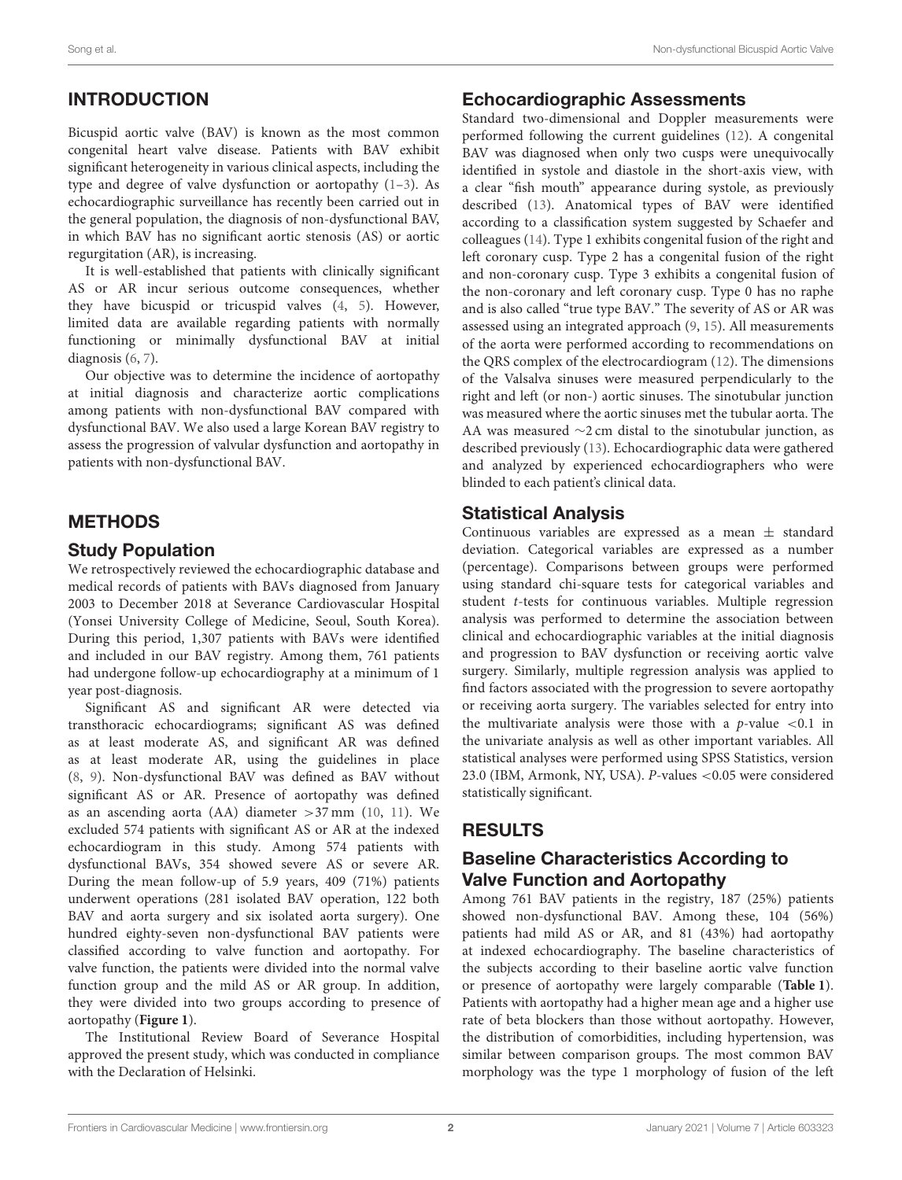## INTRODUCTION

Bicuspid aortic valve (BAV) is known as the most common congenital heart valve disease. Patients with BAV exhibit significant heterogeneity in various clinical aspects, including the type and degree of valve dysfunction or aortopathy (1–3). As echocardiographic surveillance has recently been carried out in the general population, the diagnosis of non-dysfunctional BAV, in which BAV has no significant aortic stenosis (AS) or aortic regurgitation (AR), is increasing.

It is well-established that patients with clinically significant AS or AR incur serious outcome consequences, whether they have bicuspid or tricuspid valves (4, 5). However, limited data are available regarding patients with normally functioning or minimally dysfunctional BAV at initial diagnosis (6, 7).

Our objective was to determine the incidence of aortopathy at initial diagnosis and characterize aortic complications among patients with non-dysfunctional BAV compared with dysfunctional BAV. We also used a large Korean BAV registry to assess the progression of valvular dysfunction and aortopathy in patients with non-dysfunctional BAV.

## METHODS

### Study Population

We retrospectively reviewed the echocardiographic database and medical records of patients with BAVs diagnosed from January 2003 to December 2018 at Severance Cardiovascular Hospital (Yonsei University College of Medicine, Seoul, South Korea). During this period, 1,307 patients with BAVs were identified and included in our BAV registry. Among them, 761 patients had undergone follow-up echocardiography at a minimum of 1 year post-diagnosis.

Significant AS and significant AR were detected via transthoracic echocardiograms; significant AS was defined as at least moderate AS, and significant AR was defined as at least moderate AR, using the guidelines in place (8, 9). Non-dysfunctional BAV was defined as BAV without significant AS or AR. Presence of aortopathy was defined as an ascending aorta (AA) diameter >37 mm (10, 11). We excluded 574 patients with significant AS or AR at the indexed echocardiogram in this study. Among 574 patients with dysfunctional BAVs, 354 showed severe AS or severe AR. During the mean follow-up of 5.9 years, 409 (71%) patients underwent operations (281 isolated BAV operation, 122 both BAV and aorta surgery and six isolated aorta surgery). One hundred eighty-seven non-dysfunctional BAV patients were classified according to valve function and aortopathy. For valve function, the patients were divided into the normal valve function group and the mild AS or AR group. In addition, they were divided into two groups according to presence of aortopathy (**Figure 1**).

The Institutional Review Board of Severance Hospital approved the present study, which was conducted in compliance with the Declaration of Helsinki.

### Echocardiographic Assessments

Standard two-dimensional and Doppler measurements were performed following the current guidelines (12). A congenital BAV was diagnosed when only two cusps were unequivocally identified in systole and diastole in the short-axis view, with a clear "fish mouth" appearance during systole, as previously described (13). Anatomical types of BAV were identified according to a classification system suggested by Schaefer and colleagues (14). Type 1 exhibits congenital fusion of the right and left coronary cusp. Type 2 has a congenital fusion of the right and non-coronary cusp. Type 3 exhibits a congenital fusion of the non-coronary and left coronary cusp. Type 0 has no raphe and is also called "true type BAV." The severity of AS or AR was assessed using an integrated approach (9, 15). All measurements of the aorta were performed according to recommendations on the QRS complex of the electrocardiogram (12). The dimensions of the Valsalva sinuses were measured perpendicularly to the right and left (or non-) aortic sinuses. The sinotubular junction was measured where the aortic sinuses met the tubular aorta. The AA was measured ~2 cm distal to the sinotubular junction, as described previously (13). Echocardiographic data were gathered and analyzed by experienced echocardiographers who were blinded to each patient's clinical data.

### Statistical Analysis

Continuous variables are expressed as a mean ± standard deviation. Categorical variables are expressed as a number (percentage). Comparisons between groups were performed using standard chi-square tests for categorical variables and student *t*-tests for continuous variables. Multiple regression analysis was performed to determine the association between clinical and echocardiographic variables at the initial diagnosis and progression to BAV dysfunction or receiving aortic valve surgery. Similarly, multiple regression analysis was applied to find factors associated with the progression to severe aortopathy or receiving aorta surgery. The variables selected for entry into the multivariate analysis were those with a *p*-value <0.1 in the univariate analysis as well as other important variables. All statistical analyses were performed using SPSS Statistics, version 23.0 (IBM, Armonk, NY, USA). *P*-values <0.05 were considered statistically significant.

## RESULTS

### Baseline Characteristics According to Valve Function and Aortopathy

Among 761 BAV patients in the registry, 187 (25%) patients showed non-dysfunctional BAV. Among these, 104 (56%) patients had mild AS or AR, and 81 (43%) had aortopathy at indexed echocardiography. The baseline characteristics of the subjects according to their baseline aortic valve function or presence of aortopathy were largely comparable (**Table 1**). Patients with aortopathy had a higher mean age and a higher use rate of beta blockers than those without aortopathy. However, the distribution of comorbidities, including hypertension, was similar between comparison groups. The most common BAV morphology was the type 1 morphology of fusion of the left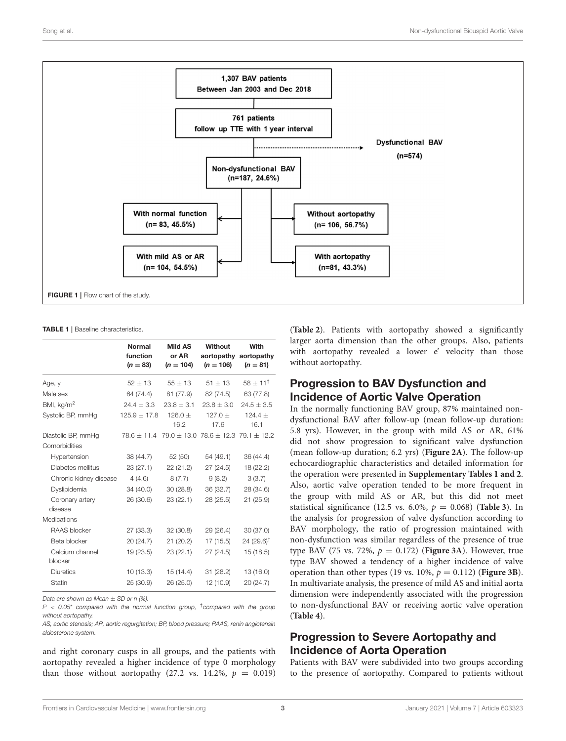1,307 BAV patients
Between Jan 2003 and Dec 2018

761 patients
follow up TTE with 1 year interval

Dysfunctional BAV
(n=574)

Non-dysfunctional BAV
(n=187, 24.6%)

With normal function
(n= 83, 45.5%)

With mild AS or AR
(n= 104, 54.5%)

Without aortopathy
(n= 106, 56.7%)

With aortopathy
(n=81, 43.3%)

**FIGURE 1 |** Flow chart of the study.

**TABLE 1 |** Baseline characteristics.

| | Normal function ($n = 83$) | Mild AS or AR ($n = 104$) | Without aortopathy ($n = 106$) | With aortopathy ($n = 81$) |
|---|---|---|---|---|
| Age, y | 52 ± 13 | 55 ± 13 | 51 ± 13 | 58 ± 11[†] |
| Male sex | 64 (74.4) | 81 (77.9) | 82 (74.5) | 63 (77.8) |
| BMI, kg/m$^2$ | 24.4 ± 3.3 | 23.8 ± 3.1 | 23.8 ± 3.0 | 24.5 ± 3.5 |
| Systolic BP, mmHg | 125.9 ± 17.8 | 126.0 ± 16.2 | 127.0 ± 17.6 | 124.4 ± 16.1 |
| Diastolic BP, mmHg | 78.6 ± 11.4 | 79.0 ± 13.0 | 78.6 ± 12.3 | 79.1 ± 12.2 |
| Comorbidities | | | | |
| Hypertension | 38 (44.7) | 52 (50) | 54 (49.1) | 36 (44.4) |
| Diabetes mellitus | 23 (27.1) | 22 (21.2) | 27 (24.5) | 18 (22.2) |
| Chronic kidney disease | 4 (4.6) | 8 (7.7) | 9 (8.2) | 3 (3.7) |
| Dyslipidemia | 34 (40.0) | 30 (28.8) | 36 (32.7) | 28 (34.6) |
| Coronary artery disease | 26 (30.6) | 23 (22.1) | 28 (25.5) | 21 (25.9) |
| Medications | | | | |
| RAAS blocker | 27 (33.3) | 32 (30.8) | 29 (26.4) | 30 (37.0) |
| Beta blocker | 20 (24.7) | 21 (20.2) | 17 (15.5) | 24 (29.6)[†] |
| Calcium channel blocker | 19 (23.5) | 23 (22.1) | 27 (24.5) | 15 (18.5) |
| Diuretics | 10 (13.3) | 15 (14.4) | 31 (28.2) | 13 (16.0) |
| Statin | 25 (30.9) | 26 (25.0) | 12 (10.9) | 20 (24.7) |

*Data are shown as Mean ± SD or n (%).*

*$P < 0.05$\* compared with the normal function group, †compared with the group without aortopathy.*

*AS, aortic stenosis; AR, aortic regurgitation; BP, blood pressure; RAAS, renin angiotensin aldosterone system.*

and right coronary cusps in all groups, and the patients with aortopathy revealed a higher incidence of type 0 morphology than those without aortopathy (27.2 vs. 14.2%, $p = 0.019$) (**Table 2**). Patients with aortopathy showed a significantly larger aorta dimension than the other groups. Also, patients with aortopathy revealed a lower e' velocity than those without aortopathy.

## Progression to BAV Dysfunction and Incidence of Aortic Valve Operation

In the normally functioning BAV group, 87% maintained non-dysfunctional BAV after follow-up (mean follow-up duration: 5.8 yrs). However, in the group with mild AS or AR, 61% did not show progression to significant valve dysfunction (mean follow-up duration; 6.2 yrs) (**Figure 2A**). The follow-up echocardiographic characteristics and detailed information for the operation were presented in **Supplementary Tables 1 and 2**. Also, aortic valve operation tended to be more frequent in the group with mild AS or AR, but this did not meet statistical significance (12.5 vs. 6.0%, $p = 0.068$) (**Table 3**). In the analysis for progression of valve dysfunction according to BAV morphology, the ratio of progression maintained with non-dysfunction was similar regardless of the presence of true type BAV (75 vs. 72%, $p = 0.172$) (**Figure 3A**). However, true type BAV showed a tendency of a higher incidence of valve operation than other types (19 vs. 10%, $p = 0.112$) (**Figure 3B**). In multivariate analysis, the presence of mild AS and initial aorta dimension were independently associated with the progression to non-dysfunctional BAV or receiving aortic valve operation (**Table 4**).

## Progression to Severe Aortopathy and Incidence of Aorta Operation

Patients with BAV were subdivided into two groups according to the presence of aortopathy. Compared to patients without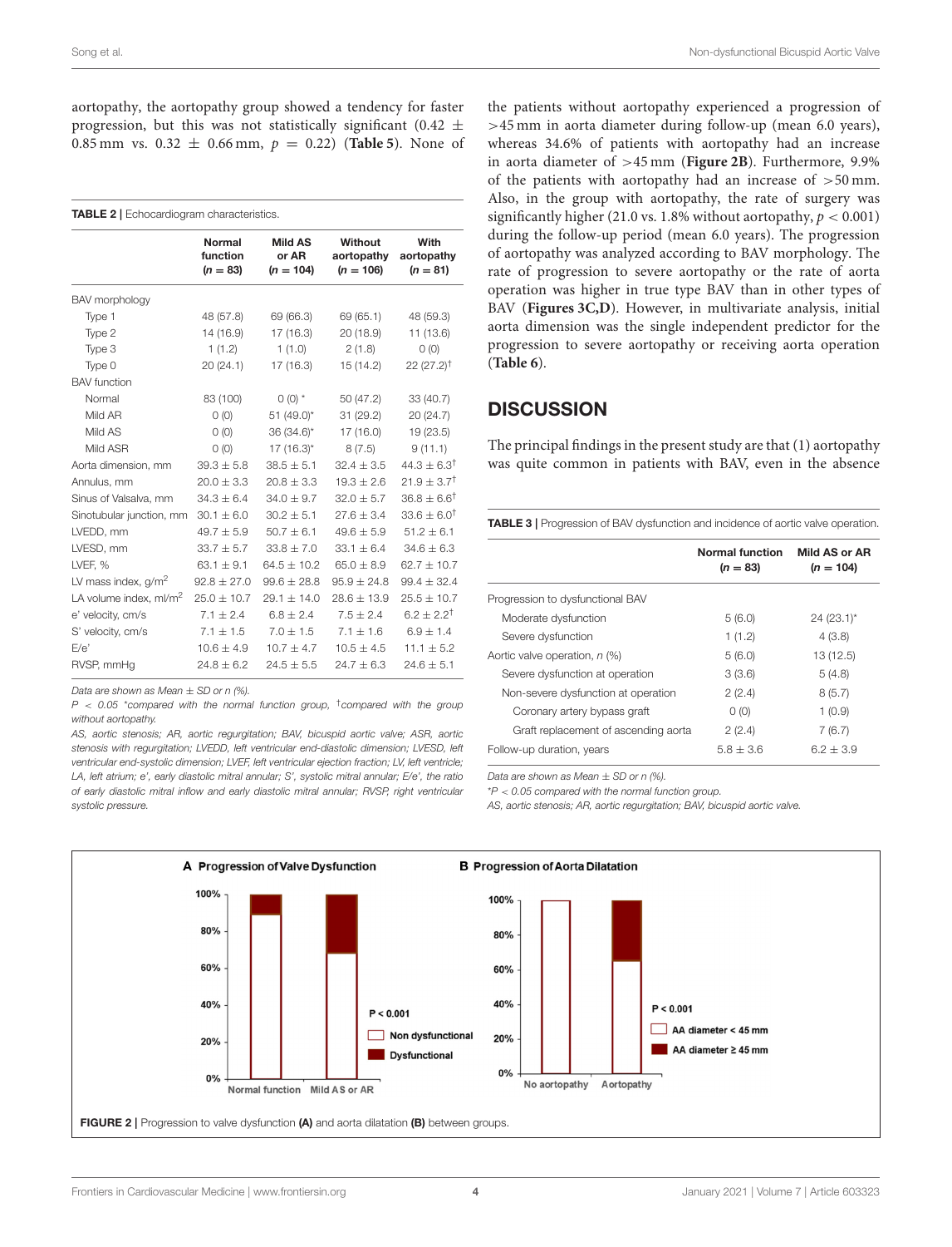aortopathy, the aortopathy group showed a tendency for faster progression, but this was not statistically significant (0.42 ± 0.85 mm vs. 0.32 ± 0.66 mm, $p = 0.22$) (**Table 5**). None of the patients without aortopathy experienced a progression of >45 mm in aorta diameter during follow-up (mean 6.0 years), whereas 34.6% of patients with aortopathy had an increase in aorta diameter of >45 mm (**Figure 2B**). Furthermore, 9.9% of the patients with aortopathy had an increase of >50 mm. Also, in the group with aortopathy, the rate of surgery was significantly higher (21.0 vs. 1.8% without aortopathy, $p < 0.001$) during the follow-up period (mean 6.0 years). The progression of aortopathy was analyzed according to BAV morphology. The rate of progression to severe aortopathy or the rate of aorta operation was higher in true type BAV than in other types of BAV (**Figures 3C,D**). However, in multivariate analysis, initial aorta dimension was the single independent predictor for the progression to severe aortopathy or receiving aorta operation (**Table 6**).

**TABLE 2** | Echocardiogram characteristics.

| | Normal function ($n = 83$) | Mild AS or AR ($n = 104$) | Without aortopathy ($n = 106$) | With aortopathy ($n = 81$) |
|---|---|---|---|---|
| BAV morphology | | | | |
| Type 1 | 48 (57.8) | 69 (66.3) | 69 (65.1) | 48 (59.3) |
| Type 2 | 14 (16.9) | 17 (16.3) | 20 (18.9) | 11 (13.6) |
| Type 3 | 1 (1.2) | 1 (1.0) | 2 (1.8) | 0 (0) |
| Type 0 | 20 (24.1) | 17 (16.3) | 15 (14.2) | 22 (27.2)† |
| BAV function | | | | |
| Normal | 83 (100) | 0 (0) * | 50 (47.2) | 33 (40.7) |
| Mild AR | 0 (0) | 51 (49.0)* | 31 (29.2) | 20 (24.7) |
| Mild AS | 0 (0) | 36 (34.6)* | 17 (16.0) | 19 (23.5) |
| Mild ASR | 0 (0) | 17 (16.3)* | 8 (7.5) | 9 (11.1) |
| Aorta dimension, mm | 39.3 ± 5.8 | 38.5 ± 5.1 | 32.4 ± 3.5 | 44.3 ± 6.3† |
| Annulus, mm | 20.0 ± 3.3 | 20.8 ± 3.3 | 19.3 ± 2.6 | 21.9 ± 3.7† |
| Sinus of Valsalva, mm | 34.3 ± 6.4 | 34.0 ± 9.7 | 32.0 ± 5.7 | 36.8 ± 6.6† |
| Sinotubular junction, mm | 30.1 ± 6.0 | 30.2 ± 5.1 | 27.6 ± 3.4 | 33.6 ± 6.0† |
| LVEDD, mm | 49.7 ± 5.9 | 50.7 ± 6.1 | 49.6 ± 5.9 | 51.2 ± 6.1 |
| LVESD, mm | 33.7 ± 5.7 | 33.8 ± 7.0 | 33.1 ± 6.4 | 34.6 ± 6.3 |
| LVEF, % | 63.1 ± 9.1 | 64.5 ± 10.2 | 65.0 ± 8.9 | 62.7 ± 10.7 |
| LV mass index, g/m$^2$ | 92.8 ± 27.0 | 99.6 ± 28.8 | 95.9 ± 24.8 | 99.4 ± 32.4 |
| LA volume index, ml/m$^2$ | 25.0 ± 10.7 | 29.1 ± 14.0 | 28.6 ± 13.9 | 25.5 ± 10.7 |
| e' velocity, cm/s | 7.1 ± 2.4 | 6.8 ± 2.4 | 7.5 ± 2.4 | 6.2 ± 2.2† |
| S' velocity, cm/s | 7.1 ± 1.5 | 7.0 ± 1.5 | 7.1 ± 1.6 | 6.9 ± 1.4 |
| E/e' | 10.6 ± 4.9 | 10.7 ± 4.7 | 10.5 ± 4.5 | 11.1 ± 5.2 |
| RVSP, mmHg | 24.8 ± 6.2 | 24.5 ± 5.5 | 24.7 ± 6.3 | 24.6 ± 5.1 |

*Data are shown as Mean ± SD or n (%).*
*$P < 0.05$ \*compared with the normal function group, †compared with the group without aortopathy.*
*AS, aortic stenosis; AR, aortic regurgitation; BAV, bicuspid aortic valve; ASR, aortic stenosis with regurgitation; LVEDD, left ventricular end-diastolic dimension; LVESD, left ventricular end-systolic dimension; LVEF, left ventricular ejection fraction; LV, left ventricle; LA, left atrium; e', early diastolic mitral annular; S', systolic mitral annular; E/e', the ratio of early diastolic mitral inflow and early diastolic mitral annular; RVSP, right ventricular systolic pressure.*

## DISCUSSION

The principal findings in the present study are that (1) aortopathy was quite common in patients with BAV, even in the absence

**TABLE 3** | Progression of BAV dysfunction and incidence of aortic valve operation.

| | Normal function ($n = 83$) | Mild AS or AR ($n = 104$) |
|---|---|---|
| Progression to dysfunctional BAV | | |
| Moderate dysfunction | 5 (6.0) | 24 (23.1)* |
| Severe dysfunction | 1 (1.2) | 4 (3.8) |
| Aortic valve operation, $n$ (%) | 5 (6.0) | 13 (12.5) |
| Severe dysfunction at operation | 3 (3.6) | 5 (4.8) |
| Non-severe dysfunction at operation | 2 (2.4) | 8 (5.7) |
| Coronary artery bypass graft | 0 (0) | 1 (0.9) |
| Graft replacement of ascending aorta | 2 (2.4) | 7 (6.7) |
| Follow-up duration, years | 5.8 ± 3.6 | 6.2 ± 3.9 |

*Data are shown as Mean ± SD or n (%).*
*\*P < 0.05 compared with the normal function group.*
*AS, aortic stenosis; AR, aortic regurgitation; BAV, bicuspid aortic valve.*

**FIGURE 2** | Progression to valve dysfunction **(A)** and aorta dilatation **(B)** between groups.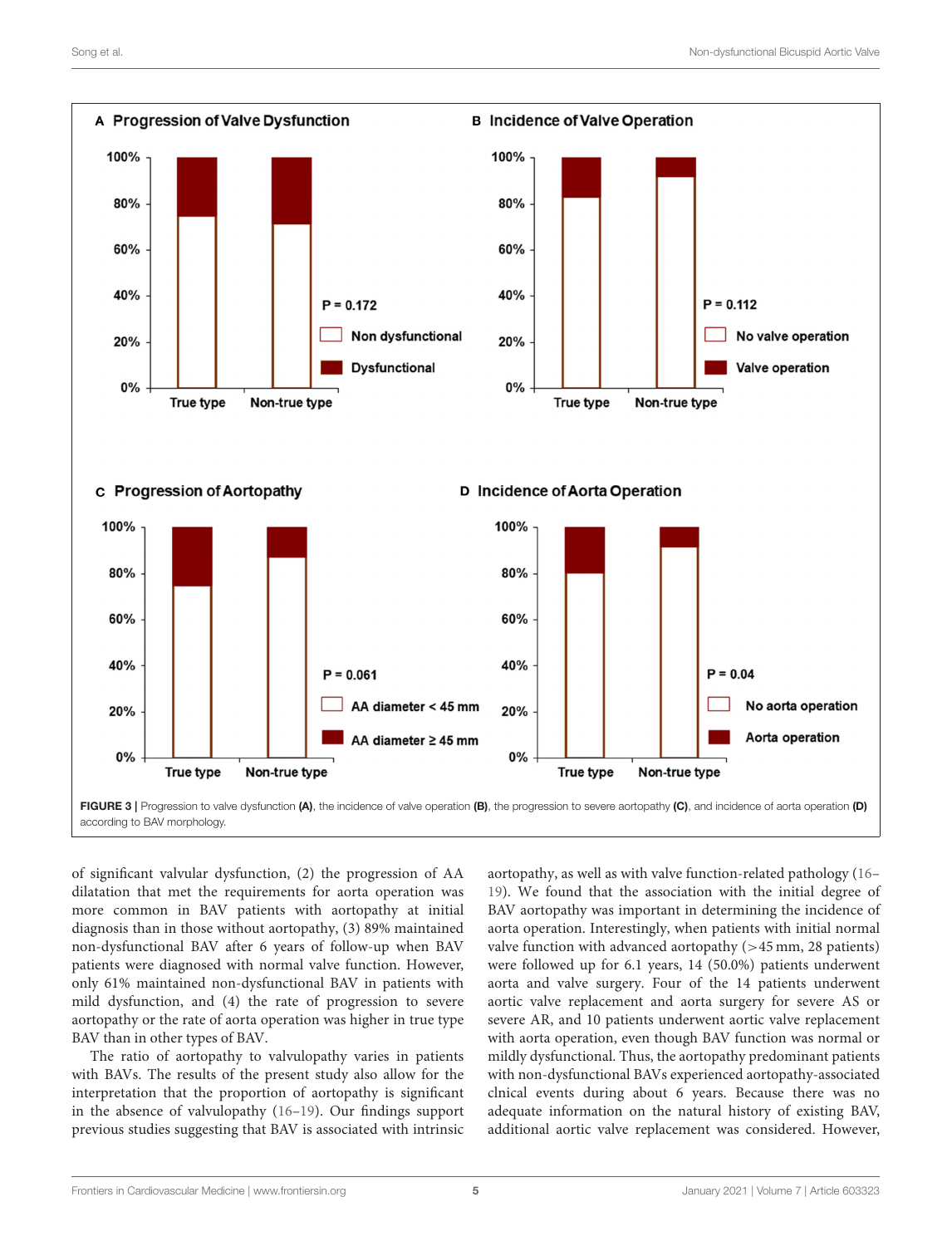FIGURE 3 | Progression to valve dysfunction **(A)**, the incidence of valve operation **(B)**, the progression to severe aortopathy **(C)**, and incidence of aorta operation **(D)** according to BAV morphology.

of significant valvular dysfunction, (2) the progression of AA dilatation that met the requirements for aorta operation was more common in BAV patients with aortopathy at initial diagnosis than in those without aortopathy, (3) 89% maintained non-dysfunctional BAV after 6 years of follow-up when BAV patients were diagnosed with normal valve function. However, only 61% maintained non-dysfunctional BAV in patients with mild dysfunction, and (4) the rate of progression to severe aortopathy or the rate of aorta operation was higher in true type BAV than in other types of BAV.

The ratio of aortopathy to valvulopathy varies in patients with BAVs. The results of the present study also allow for the interpretation that the proportion of aortopathy is significant in the absence of valvulopathy (16–19). Our findings support previous studies suggesting that BAV is associated with intrinsic aortopathy, as well as with valve function-related pathology (16–19). We found that the association with the initial degree of BAV aortopathy was important in determining the incidence of aorta operation. Interestingly, when patients with initial normal valve function with advanced aortopathy (>45 mm, 28 patients) were followed up for 6.1 years, 14 (50.0%) patients underwent aorta and valve surgery. Four of the 14 patients underwent aortic valve replacement and aorta surgery for severe AS or severe AR, and 10 patients underwent aortic valve replacement with aorta operation, even though BAV function was normal or mildly dysfunctional. Thus, the aortopathy predominant patients with non-dysfunctional BAVs experienced aortopathy-associated clnical events during about 6 years. Because there was no adequate information on the natural history of existing BAV, additional aortic valve replacement was considered. However,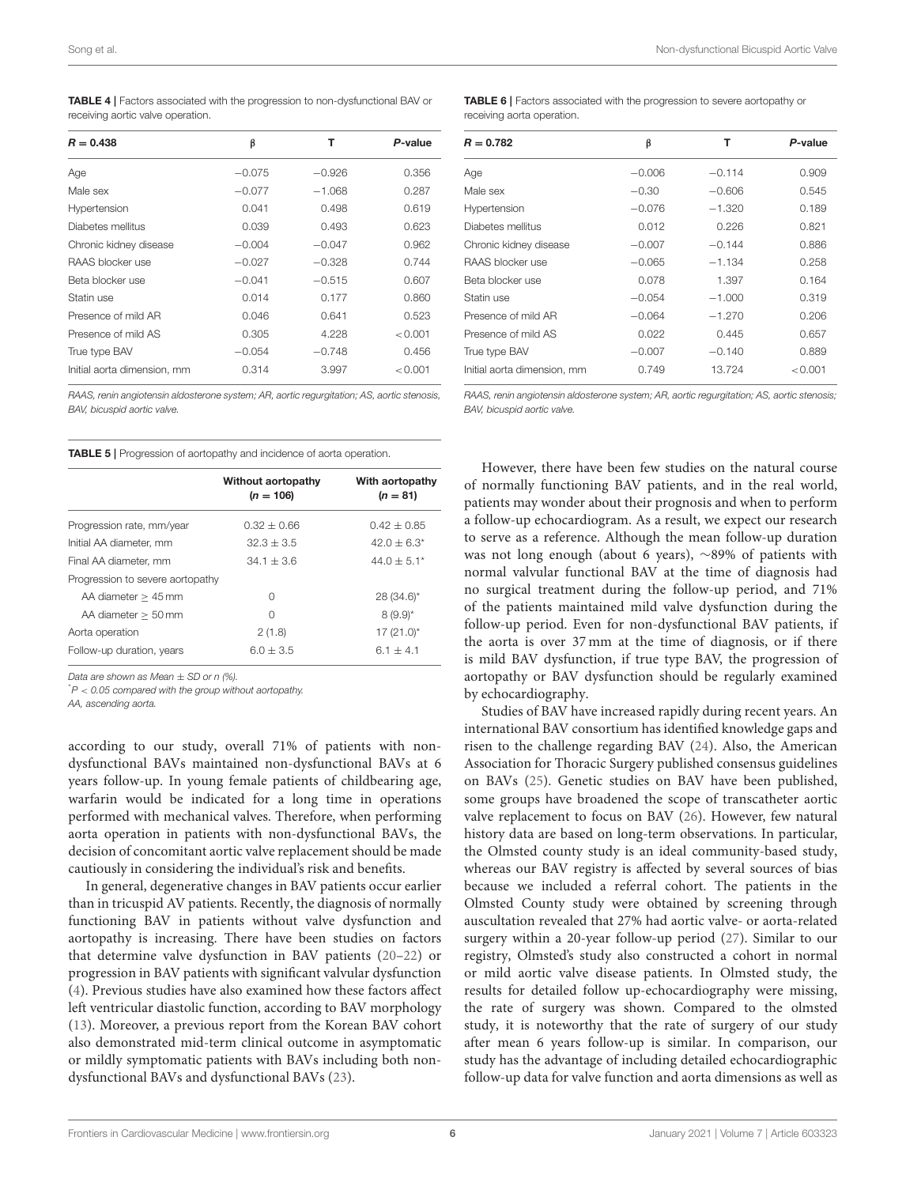**TABLE 4 |** Factors associated with the progression to non-dysfunctional BAV or receiving aortic valve operation.

| $R = 0.438$ | β | T | P-value |
|---|---|---|---|
| Age | −0.075 | −0.926 | 0.356 |
| Male sex | −0.077 | −1.068 | 0.287 |
| Hypertension | 0.041 | 0.498 | 0.619 |
| Diabetes mellitus | 0.039 | 0.493 | 0.623 |
| Chronic kidney disease | −0.004 | −0.047 | 0.962 |
| RAAS blocker use | −0.027 | −0.328 | 0.744 |
| Beta blocker use | −0.041 | −0.515 | 0.607 |
| Statin use | 0.014 | 0.177 | 0.860 |
| Presence of mild AR | 0.046 | 0.641 | 0.523 |
| Presence of mild AS | 0.305 | 4.228 | <0.001 |
| True type BAV | −0.054 | −0.748 | 0.456 |
| Initial aorta dimension, mm | 0.314 | 3.997 | <0.001 |

*RAAS, renin angiotensin aldosterone system; AR, aortic regurgitation; AS, aortic stenosis, BAV, bicuspid aortic valve.*

**TABLE 5 |** Progression of aortopathy and incidence of aorta operation.

| | Without aortopathy ($n = 106$) | With aortopathy ($n = 81$) |
|---|---|---|
| Progression rate, mm/year | 0.32 ± 0.66 | 0.42 ± 0.85 |
| Initial AA diameter, mm | 32.3 ± 3.5 | 42.0 ± 6.3* |
| Final AA diameter, mm | 34.1 ± 3.6 | 44.0 ± 5.1* |
| Progression to severe aortopathy | | |
| AA diameter ≥ 45 mm | 0 | 28 (34.6)* |
| AA diameter ≥ 50 mm | 0 | 8 (9.9)* |
| Aorta operation | 2 (1.8) | 17 (21.0)* |
| Follow-up duration, years | 6.0 ± 3.5 | 6.1 ± 4.1 |

*Data are shown as Mean ± SD or n (%).*

*\*$P < 0.05$ compared with the group without aortopathy.*

*AA, ascending aorta.*

**TABLE 6 |** Factors associated with the progression to severe aortopathy or receiving aorta operation.

| $R = 0.782$ | β | T | P-value |
|---|---|---|---|
| Age | −0.006 | −0.114 | 0.909 |
| Male sex | −0.30 | −0.606 | 0.545 |
| Hypertension | −0.076 | −1.320 | 0.189 |
| Diabetes mellitus | 0.012 | 0.226 | 0.821 |
| Chronic kidney disease | −0.007 | −0.144 | 0.886 |
| RAAS blocker use | −0.065 | −1.134 | 0.258 |
| Beta blocker use | 0.078 | 1.397 | 0.164 |
| Statin use | −0.054 | −1.000 | 0.319 |
| Presence of mild AR | −0.064 | −1.270 | 0.206 |
| Presence of mild AS | 0.022 | 0.445 | 0.657 |
| True type BAV | −0.007 | −0.140 | 0.889 |
| Initial aorta dimension, mm | 0.749 | 13.724 | <0.001 |

*RAAS, renin angiotensin aldosterone system; AR, aortic regurgitation; AS, aortic stenosis; BAV, bicuspid aortic valve.*

according to our study, overall 71% of patients with non-dysfunctional BAVs maintained non-dysfunctional BAVs at 6 years follow-up. In young female patients of childbearing age, warfarin would be indicated for a long time in operations performed with mechanical valves. Therefore, when performing aorta operation in patients with non-dysfunctional BAVs, the decision of concomitant aortic valve replacement should be made cautiously in considering the individual's risk and benefits.

In general, degenerative changes in BAV patients occur earlier than in tricuspid AV patients. Recently, the diagnosis of normally functioning BAV in patients without valve dysfunction and aortopathy is increasing. There have been studies on factors that determine valve dysfunction in BAV patients (20–22) or progression in BAV patients with significant valvular dysfunction (4). Previous studies have also examined how these factors affect left ventricular diastolic function, according to BAV morphology (13). Moreover, a previous report from the Korean BAV cohort also demonstrated mid-term clinical outcome in asymptomatic or mildly symptomatic patients with BAVs including both non-dysfunctional BAVs and dysfunctional BAVs (23).

However, there have been few studies on the natural course of normally functioning BAV patients, and in the real world, patients may wonder about their prognosis and when to perform a follow-up echocardiogram. As a result, we expect our research to serve as a reference. Although the mean follow-up duration was not long enough (about 6 years), ∼89% of patients with normal valvular functional BAV at the time of diagnosis had no surgical treatment during the follow-up period, and 71% of the patients maintained mild valve dysfunction during the follow-up period. Even for non-dysfunctional BAV patients, if the aorta is over 37 mm at the time of diagnosis, or if there is mild BAV dysfunction, if true type BAV, the progression of aortopathy or BAV dysfunction should be regularly examined by echocardiography.

Studies of BAV have increased rapidly during recent years. An international BAV consortium has identified knowledge gaps and risen to the challenge regarding BAV (24). Also, the American Association for Thoracic Surgery published consensus guidelines on BAVs (25). Genetic studies on BAV have been published, some groups have broadened the scope of transcatheter aortic valve replacement to focus on BAV (26). However, few natural history data are based on long-term observations. In particular, the Olmsted county study is an ideal community-based study, whereas our BAV registry is affected by several sources of bias because we included a referral cohort. The patients in the Olmsted County study were obtained by screening through auscultation revealed that 27% had aortic valve- or aorta-related surgery within a 20-year follow-up period (27). Similar to our registry, Olmsted's study also constructed a cohort in normal or mild aortic valve disease patients. In Olmsted study, the results for detailed follow up-echocardiography were missing, the rate of surgery was shown. Compared to the olmsted study, it is noteworthy that the rate of surgery of our study after mean 6 years follow-up is similar. In comparison, our study has the advantage of including detailed echocardiographic follow-up data for valve function and aorta dimensions as well as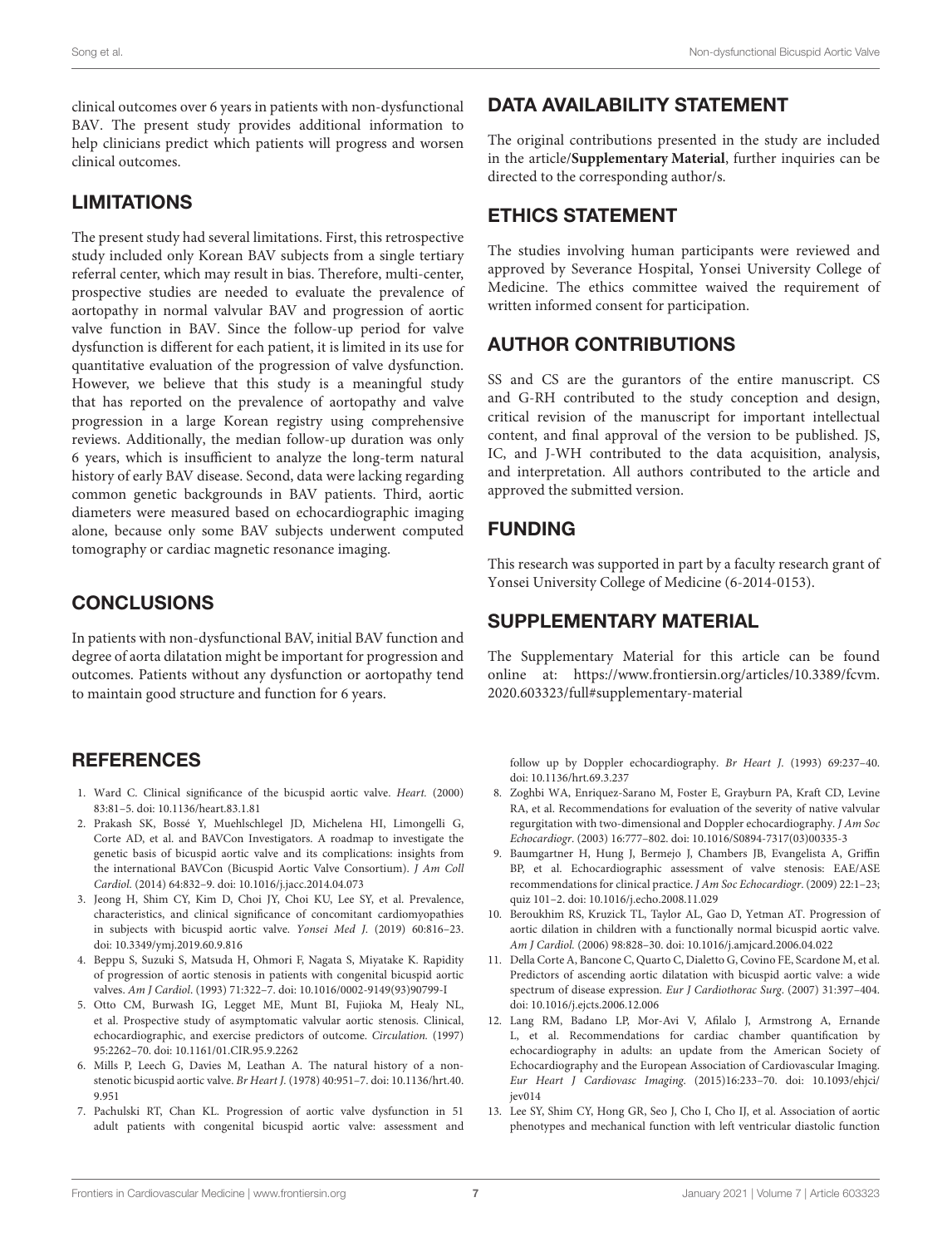clinical outcomes over 6 years in patients with non-dysfunctional BAV. The present study provides additional information to help clinicians predict which patients will progress and worsen clinical outcomes.

## LIMITATIONS

The present study had several limitations. First, this retrospective study included only Korean BAV subjects from a single tertiary referral center, which may result in bias. Therefore, multi-center, prospective studies are needed to evaluate the prevalence of aortopathy in normal valvular BAV and progression of aortic valve function in BAV. Since the follow-up period for valve dysfunction is different for each patient, it is limited in its use for quantitative evaluation of the progression of valve dysfunction. However, we believe that this study is a meaningful study that has reported on the prevalence of aortopathy and valve progression in a large Korean registry using comprehensive reviews. Additionally, the median follow-up duration was only 6 years, which is insufficient to analyze the long-term natural history of early BAV disease. Second, data were lacking regarding common genetic backgrounds in BAV patients. Third, aortic diameters were measured based on echocardiographic imaging alone, because only some BAV subjects underwent computed tomography or cardiac magnetic resonance imaging.

## CONCLUSIONS

In patients with non-dysfunctional BAV, initial BAV function and degree of aorta dilatation might be important for progression and outcomes. Patients without any dysfunction or aortopathy tend to maintain good structure and function for 6 years.

## DATA AVAILABILITY STATEMENT

The original contributions presented in the study are included in the article/**Supplementary Material**, further inquiries can be directed to the corresponding author/s.

## ETHICS STATEMENT

The studies involving human participants were reviewed and approved by Severance Hospital, Yonsei University College of Medicine. The ethics committee waived the requirement of written informed consent for participation.

## AUTHOR CONTRIBUTIONS

SS and CS are the gurantors of the entire manuscript. CS and G-RH contributed to the study conception and design, critical revision of the manuscript for important intellectual content, and final approval of the version to be published. JS, IC, and J-WH contributed to the data acquisition, analysis, and interpretation. All authors contributed to the article and approved the submitted version.

## FUNDING

This research was supported in part by a faculty research grant of Yonsei University College of Medicine (6-2014-0153).

## SUPPLEMENTARY MATERIAL

The Supplementary Material for this article can be found online at: https://www.frontiersin.org/articles/10.3389/fcvm.2020.603323/full#supplementary-material

## REFERENCES

1. Ward C. Clinical significance of the bicuspid aortic valve. *Heart.* (2000) 83:81–5. doi: 10.1136/heart.83.1.81
2. Prakash SK, Bossé Y, Muehlschlegel JD, Michelena HI, Limongelli G, Corte AD, et al. and BAVCon Investigators. A roadmap to investigate the genetic basis of bicuspid aortic valve and its complications: insights from the international BAVCon (Bicuspid Aortic Valve Consortium). *J Am Coll Cardiol.* (2014) 64:832–9. doi: 10.1016/j.jacc.2014.04.073
3. Jeong H, Shim CY, Kim D, Choi JY, Choi KU, Lee SY, et al. Prevalence, characteristics, and clinical significance of concomitant cardiomyopathies in subjects with bicuspid aortic valve. *Yonsei Med J.* (2019) 60:816–23. doi: 10.3349/ymj.2019.60.9.816
4. Beppu S, Suzuki S, Matsuda H, Ohmori F, Nagata S, Miyatake K. Rapidity of progression of aortic stenosis in patients with congenital bicuspid aortic valves. *Am J Cardiol.* (1993) 71:322–7. doi: 10.1016/0002-9149(93)90799-I
5. Otto CM, Burwash IG, Legget ME, Munt BI, Fujioka M, Healy NL, et al. Prospective study of asymptomatic valvular aortic stenosis. Clinical, echocardiographic, and exercise predictors of outcome. *Circulation.* (1997) 95:2262–70. doi: 10.1161/01.CIR.95.9.2262
6. Mills P, Leech G, Davies M, Leathan A. The natural history of a non-stenotic bicuspid aortic valve. *Br Heart J.* (1978) 40:951–7. doi: 10.1136/hrt.40.9.951
7. Pachulski RT, Chan KL. Progression of aortic valve dysfunction in 51 adult patients with congenital bicuspid aortic valve: assessment and follow up by Doppler echocardiography. *Br Heart J.* (1993) 69:237–40. doi: 10.1136/hrt.69.3.237
8. Zoghbi WA, Enriquez-Sarano M, Foster E, Grayburn PA, Kraft CD, Levine RA, et al. Recommendations for evaluation of the severity of native valvular regurgitation with two-dimensional and Doppler echocardiography. *J Am Soc Echocardiogr.* (2003) 16:777–802. doi: 10.1016/S0894-7317(03)00335-3
9. Baumgartner H, Hung J, Bermejo J, Chambers JB, Evangelista A, Griffin BP, et al. Echocardiographic assessment of valve stenosis: EAE/ASE recommendations for clinical practice. *J Am Soc Echocardiogr.* (2009) 22:1–23; quiz 101–2. doi: 10.1016/j.echo.2008.11.029
10. Beroukhim RS, Kruzick TL, Taylor AL, Gao D, Yetman AT. Progression of aortic dilation in children with a functionally normal bicuspid aortic valve. *Am J Cardiol.* (2006) 98:828–30. doi: 10.1016/j.amjcard.2006.04.022
11. Della Corte A, Bancone C, Quarto C, Dialetto G, Covino FE, Scardone M, et al. Predictors of ascending aortic dilatation with bicuspid aortic valve: a wide spectrum of disease expression. *Eur J Cardiothorac Surg.* (2007) 31:397–404. doi: 10.1016/j.ejcts.2006.12.006
12. Lang RM, Badano LP, Mor-Avi V, Afilalo J, Armstrong A, Ernande L, et al. Recommendations for cardiac chamber quantification by echocardiography in adults: an update from the American Society of Echocardiography and the European Association of Cardiovascular Imaging. *Eur Heart J Cardiovasc Imaging.* (2015)16:233–70. doi: 10.1093/ehjci/jev014
13. Lee SY, Shim CY, Hong GR, Seo J, Cho I, Cho IJ, et al. Association of aortic phenotypes and mechanical function with left ventricular diastolic function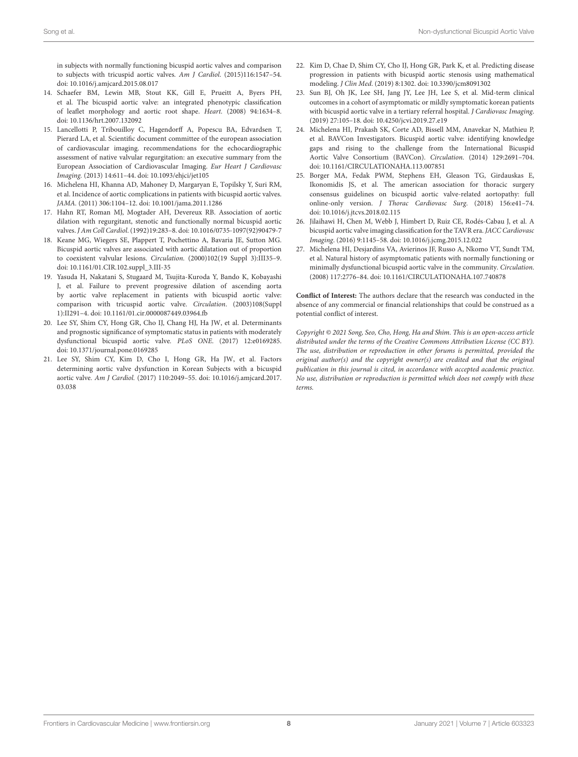in subjects with normally functioning bicuspid aortic valves and comparison to subjects with tricuspid aortic valves. *Am J Cardiol*. (2015)116:1547–54. doi: 10.1016/j.amjcard.2015.08.017

14. Schaefer BM, Lewin MB, Stout KK, Gill E, Prueitt A, Byers PH, et al. The bicuspid aortic valve: an integrated phenotypic classification of leaflet morphology and aortic root shape. *Heart*. (2008) 94:1634–8. doi: 10.1136/hrt.2007.132092
15. Lancellotti P, Tribouilloy C, Hagendorff A, Popescu BA, Edvardsen T, Pierard LA, et al. Scientific document committee of the european association of cardiovascular imaging. recommendations for the echocardiographic assessment of native valvular regurgitation: an executive summary from the European Association of Cardiovascular Imaging. *Eur Heart J Cardiovasc Imaging*. (2013) 14:611–44. doi: 10.1093/ehjci/jet105
16. Michelena HI, Khanna AD, Mahoney D, Margaryan E, Topilsky Y, Suri RM, et al. Incidence of aortic complications in patients with bicuspid aortic valves. *JAMA*. (2011) 306:1104–12. doi: 10.1001/jama.2011.1286
17. Hahn RT, Roman MJ, Mogtader AH, Devereux RB. Association of aortic dilation with regurgitant, stenotic and functionally normal bicuspid aortic valves. *J Am Coll Cardiol*. (1992)19:283–8. doi: 10.1016/0735-1097(92)90479-7
18. Keane MG, Wiegers SE, Plappert T, Pochettino A, Bavaria JE, Sutton MG. Bicuspid aortic valves are associated with aortic dilatation out of proportion to coexistent valvular lesions. *Circulation*. (2000)102(19 Suppl 3):III35–9. doi: 10.1161/01.CIR.102.suppl_3.III-35
19. Yasuda H, Nakatani S, Stugaard M, Tsujita-Kuroda Y, Bando K, Kobayashi J, et al. Failure to prevent progressive dilation of ascending aorta by aortic valve replacement in patients with bicuspid aortic valve: comparison with tricuspid aortic valve. *Circulation*. (2003)108(Suppl 1):II291–4. doi: 10.1161/01.cir.0000087449.03964.fb
20. Lee SY, Shim CY, Hong GR, Cho IJ, Chang HJ, Ha JW, et al. Determinants and prognostic significance of symptomatic status in patients with moderately dysfunctional bicuspid aortic valve. *PLoS ONE*. (2017) 12:e0169285. doi: 10.1371/journal.pone.0169285
21. Lee SY, Shim CY, Kim D, Cho I, Hong GR, Ha JW, et al. Factors determining aortic valve dysfunction in Korean Subjects with a bicuspid aortic valve. *Am J Cardiol*. (2017) 110:2049–55. doi: 10.1016/j.amjcard.2017.03.038
22. Kim D, Chae D, Shim CY, Cho IJ, Hong GR, Park K, et al. Predicting disease progression in patients with bicuspid aortic stenosis using mathematical modeling. *J Clin Med*. (2019) 8:1302. doi: 10.3390/jcm8091302
23. Sun BJ, Oh JK, Lee SH, Jang JY, Lee JH, Lee S, et al. Mid-term clinical outcomes in a cohort of asymptomatic or mildly symptomatic korean patients with bicuspid aortic valve in a tertiary referral hospital. *J Cardiovasc Imaging*. (2019) 27:105–18. doi: 10.4250/jcvi.2019.27.e19
24. Michelena HI, Prakash SK, Corte AD, Bissell MM, Anavekar N, Mathieu P, et al. BAVCon Investigators. Bicuspid aortic valve: identifying knowledge gaps and rising to the challenge from the International Bicuspid Aortic Valve Consortium (BAVCon). *Circulation*. (2014) 129:2691–704. doi: 10.1161/CIRCULATIONAHA.113.007851
25. Borger MA, Fedak PWM, Stephens EH, Gleason TG, Girdauskas E, Ikonomidis JS, et al. The american association for thoracic surgery consensus guidelines on bicuspid aortic valve-related aortopathy: full online-only version. *J Thorac Cardiovasc Surg*. (2018) 156:e41–74. doi: 10.1016/j.jtcvs.2018.02.115
26. Jilaihawi H, Chen M, Webb J, Himbert D, Ruiz CE, Rodés-Cabau J, et al. A bicuspid aortic valve imaging classification for the TAVR era. *JACC Cardiovasc Imaging*. (2016) 9:1145–58. doi: 10.1016/j.jcmg.2015.12.022
27. Michelena HI, Desjardins VA, Avierinos JF, Russo A, Nkomo VT, Sundt TM, et al. Natural history of asymptomatic patients with normally functioning or minimally dysfunctional bicuspid aortic valve in the community. *Circulation*. (2008) 117:2776–84. doi: 10.1161/CIRCULATIONAHA.107.740878

**Conflict of Interest:** The authors declare that the research was conducted in the absence of any commercial or financial relationships that could be construed as a potential conflict of interest.

*Copyright © 2021 Song, Seo, Cho, Hong, Ha and Shim. This is an open-access article distributed under the terms of the Creative Commons Attribution License (CC BY). The use, distribution or reproduction in other forums is permitted, provided the original author(s) and the copyright owner(s) are credited and that the original publication in this journal is cited, in accordance with accepted academic practice. No use, distribution or reproduction is permitted which does not comply with these terms.*